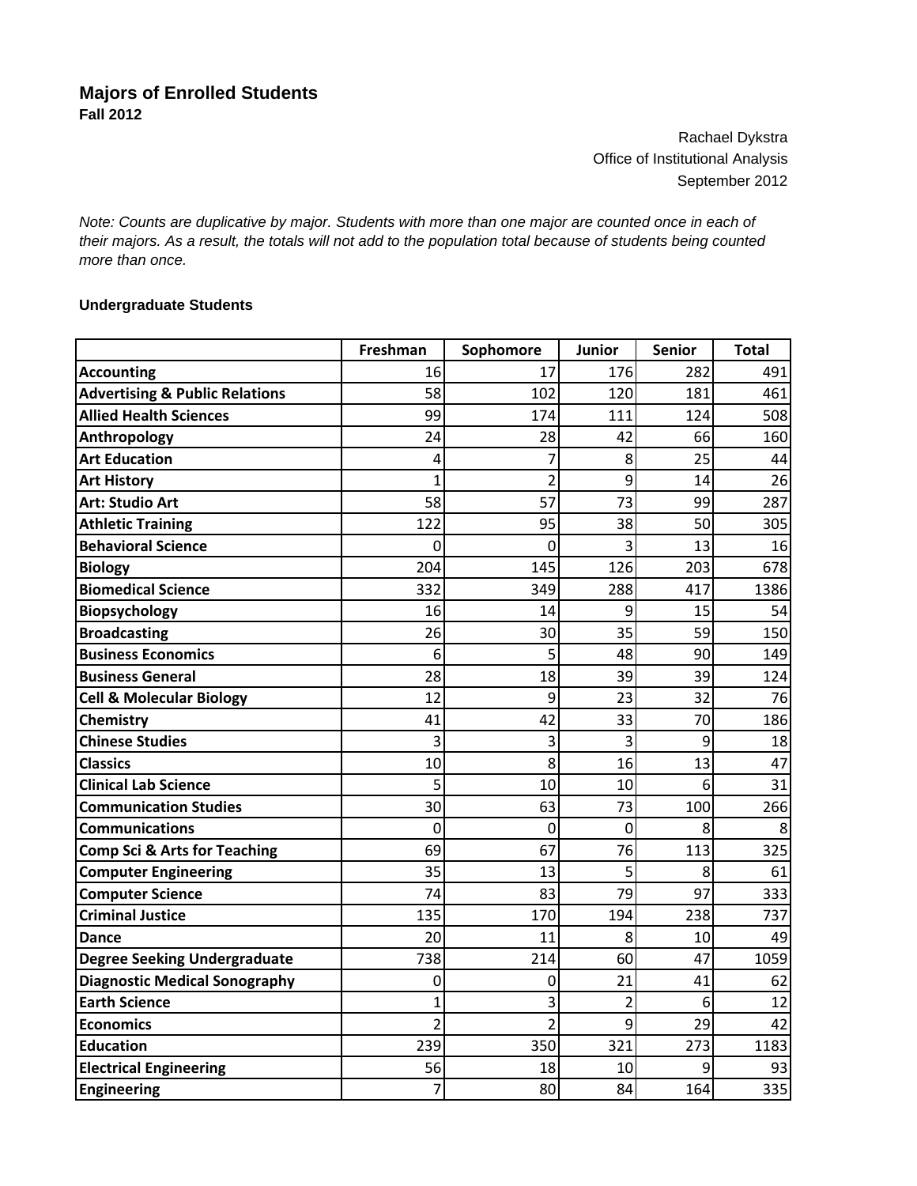# Majors of Enrolled Students

**Fall 2012**

Rachael Dykstra
Office of Institutional Analysis
September 2012

*Note: Counts are duplicative by major. Students with more than one major are counted once in each of their majors. As a result, the totals will not add to the population total because of students being counted more than once.*

**Undergraduate Students**

| | Freshman | Sophomore | Junior | Senior | Total |
|---|---|---|---|---|---|
| **Accounting** | 16 | 17 | 176 | 282 | 491 |
| **Advertising & Public Relations** | 58 | 102 | 120 | 181 | 461 |
| **Allied Health Sciences** | 99 | 174 | 111 | 124 | 508 |
| **Anthropology** | 24 | 28 | 42 | 66 | 160 |
| **Art Education** | 4 | 7 | 8 | 25 | 44 |
| **Art History** | 1 | 2 | 9 | 14 | 26 |
| **Art: Studio Art** | 58 | 57 | 73 | 99 | 287 |
| **Athletic Training** | 122 | 95 | 38 | 50 | 305 |
| **Behavioral Science** | 0 | 0 | 3 | 13 | 16 |
| **Biology** | 204 | 145 | 126 | 203 | 678 |
| **Biomedical Science** | 332 | 349 | 288 | 417 | 1386 |
| **Biopsychology** | 16 | 14 | 9 | 15 | 54 |
| **Broadcasting** | 26 | 30 | 35 | 59 | 150 |
| **Business Economics** | 6 | 5 | 48 | 90 | 149 |
| **Business General** | 28 | 18 | 39 | 39 | 124 |
| **Cell & Molecular Biology** | 12 | 9 | 23 | 32 | 76 |
| **Chemistry** | 41 | 42 | 33 | 70 | 186 |
| **Chinese Studies** | 3 | 3 | 3 | 9 | 18 |
| **Classics** | 10 | 8 | 16 | 13 | 47 |
| **Clinical Lab Science** | 5 | 10 | 10 | 6 | 31 |
| **Communication Studies** | 30 | 63 | 73 | 100 | 266 |
| **Communications** | 0 | 0 | 0 | 8 | 8 |
| **Comp Sci & Arts for Teaching** | 69 | 67 | 76 | 113 | 325 |
| **Computer Engineering** | 35 | 13 | 5 | 8 | 61 |
| **Computer Science** | 74 | 83 | 79 | 97 | 333 |
| **Criminal Justice** | 135 | 170 | 194 | 238 | 737 |
| **Dance** | 20 | 11 | 8 | 10 | 49 |
| **Degree Seeking Undergraduate** | 738 | 214 | 60 | 47 | 1059 |
| **Diagnostic Medical Sonography** | 0 | 0 | 21 | 41 | 62 |
| **Earth Science** | 1 | 3 | 2 | 6 | 12 |
| **Economics** | 2 | 2 | 9 | 29 | 42 |
| **Education** | 239 | 350 | 321 | 273 | 1183 |
| **Electrical Engineering** | 56 | 18 | 10 | 9 | 93 |
| **Engineering** | 7 | 80 | 84 | 164 | 335 |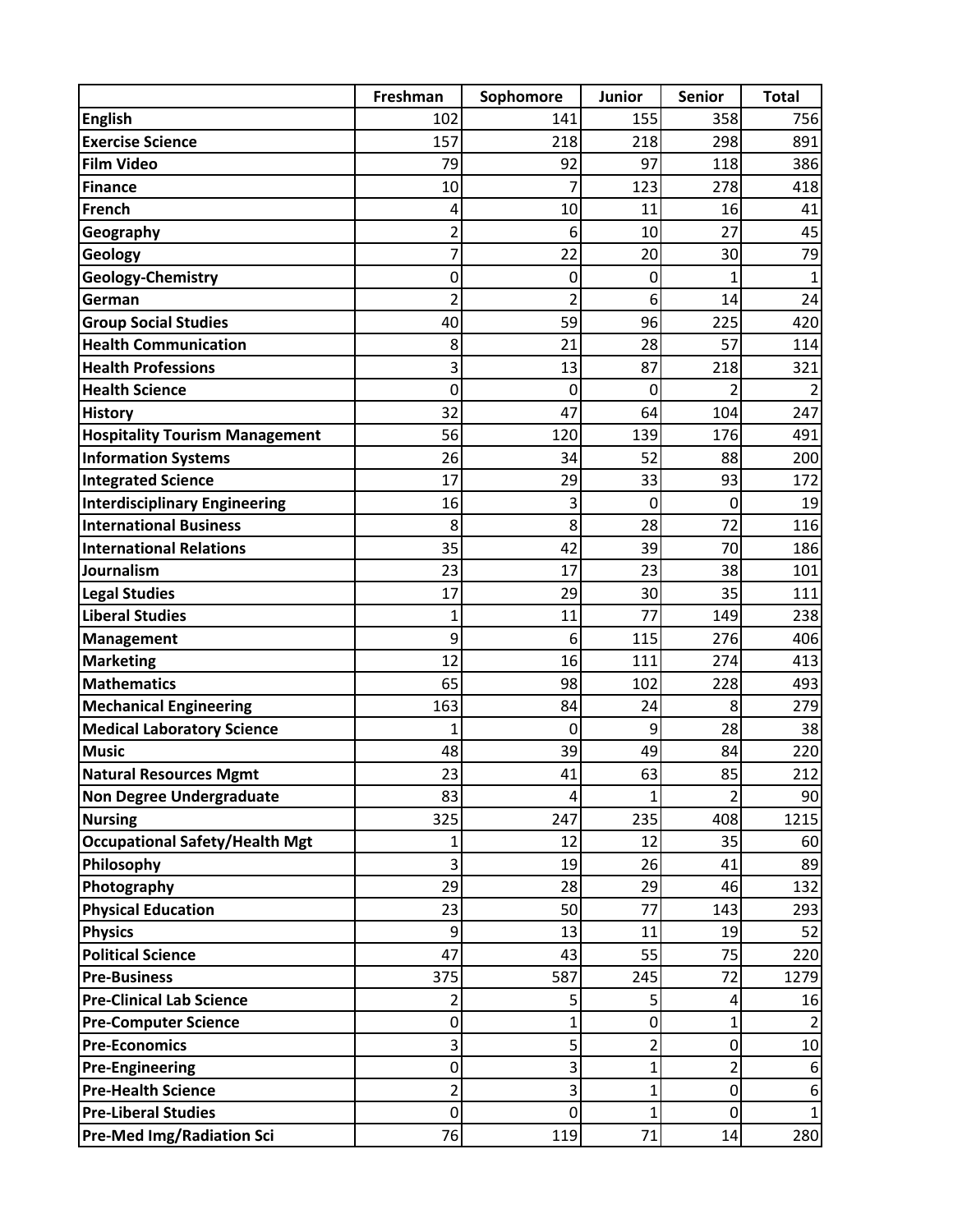| | Freshman | Sophomore | Junior | Senior | Total |
|---|---|---|---|---|---|
| **English** | 102 | 141 | 155 | 358 | 756 |
| **Exercise Science** | 157 | 218 | 218 | 298 | 891 |
| **Film Video** | 79 | 92 | 97 | 118 | 386 |
| **Finance** | 10 | 7 | 123 | 278 | 418 |
| **French** | 4 | 10 | 11 | 16 | 41 |
| **Geography** | 2 | 6 | 10 | 27 | 45 |
| **Geology** | 7 | 22 | 20 | 30 | 79 |
| **Geology-Chemistry** | 0 | 0 | 0 | 1 | 1 |
| **German** | 2 | 2 | 6 | 14 | 24 |
| **Group Social Studies** | 40 | 59 | 96 | 225 | 420 |
| **Health Communication** | 8 | 21 | 28 | 57 | 114 |
| **Health Professions** | 3 | 13 | 87 | 218 | 321 |
| **Health Science** | 0 | 0 | 0 | 2 | 2 |
| **History** | 32 | 47 | 64 | 104 | 247 |
| **Hospitality Tourism Management** | 56 | 120 | 139 | 176 | 491 |
| **Information Systems** | 26 | 34 | 52 | 88 | 200 |
| **Integrated Science** | 17 | 29 | 33 | 93 | 172 |
| **Interdisciplinary Engineering** | 16 | 3 | 0 | 0 | 19 |
| **International Business** | 8 | 8 | 28 | 72 | 116 |
| **International Relations** | 35 | 42 | 39 | 70 | 186 |
| **Journalism** | 23 | 17 | 23 | 38 | 101 |
| **Legal Studies** | 17 | 29 | 30 | 35 | 111 |
| **Liberal Studies** | 1 | 11 | 77 | 149 | 238 |
| **Management** | 9 | 6 | 115 | 276 | 406 |
| **Marketing** | 12 | 16 | 111 | 274 | 413 |
| **Mathematics** | 65 | 98 | 102 | 228 | 493 |
| **Mechanical Engineering** | 163 | 84 | 24 | 8 | 279 |
| **Medical Laboratory Science** | 1 | 0 | 9 | 28 | 38 |
| **Music** | 48 | 39 | 49 | 84 | 220 |
| **Natural Resources Mgmt** | 23 | 41 | 63 | 85 | 212 |
| **Non Degree Undergraduate** | 83 | 4 | 1 | 2 | 90 |
| **Nursing** | 325 | 247 | 235 | 408 | 1215 |
| **Occupational Safety/Health Mgt** | 1 | 12 | 12 | 35 | 60 |
| **Philosophy** | 3 | 19 | 26 | 41 | 89 |
| **Photography** | 29 | 28 | 29 | 46 | 132 |
| **Physical Education** | 23 | 50 | 77 | 143 | 293 |
| **Physics** | 9 | 13 | 11 | 19 | 52 |
| **Political Science** | 47 | 43 | 55 | 75 | 220 |
| **Pre-Business** | 375 | 587 | 245 | 72 | 1279 |
| **Pre-Clinical Lab Science** | 2 | 5 | 5 | 4 | 16 |
| **Pre-Computer Science** | 0 | 1 | 0 | 1 | 2 |
| **Pre-Economics** | 3 | 5 | 2 | 0 | 10 |
| **Pre-Engineering** | 0 | 3 | 1 | 2 | 6 |
| **Pre-Health Science** | 2 | 3 | 1 | 0 | 6 |
| **Pre-Liberal Studies** | 0 | 0 | 1 | 0 | 1 |
| **Pre-Med Img/Radiation Sci** | 76 | 119 | 71 | 14 | 280 |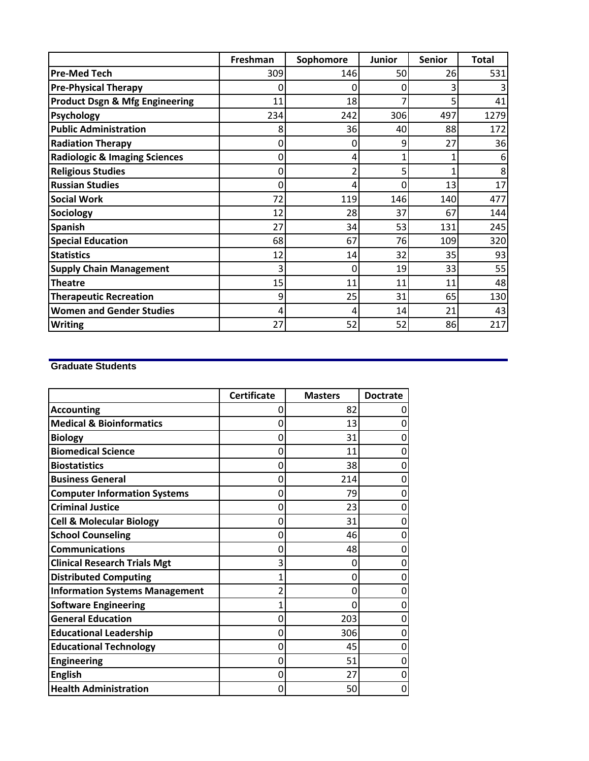| | Freshman | Sophomore | Junior | Senior | Total |
|---|---|---|---|---|---|
| **Pre-Med Tech** | 309 | 146 | 50 | 26 | 531 |
| **Pre-Physical Therapy** | 0 | 0 | 0 | 3 | 3 |
| **Product Dsgn & Mfg Engineering** | 11 | 18 | 7 | 5 | 41 |
| **Psychology** | 234 | 242 | 306 | 497 | 1279 |
| **Public Administration** | 8 | 36 | 40 | 88 | 172 |
| **Radiation Therapy** | 0 | 0 | 9 | 27 | 36 |
| **Radiologic & Imaging Sciences** | 0 | 4 | 1 | 1 | 6 |
| **Religious Studies** | 0 | 2 | 5 | 1 | 8 |
| **Russian Studies** | 0 | 4 | 0 | 13 | 17 |
| **Social Work** | 72 | 119 | 146 | 140 | 477 |
| **Sociology** | 12 | 28 | 37 | 67 | 144 |
| **Spanish** | 27 | 34 | 53 | 131 | 245 |
| **Special Education** | 68 | 67 | 76 | 109 | 320 |
| **Statistics** | 12 | 14 | 32 | 35 | 93 |
| **Supply Chain Management** | 3 | 0 | 19 | 33 | 55 |
| **Theatre** | 15 | 11 | 11 | 11 | 48 |
| **Therapeutic Recreation** | 9 | 25 | 31 | 65 | 130 |
| **Women and Gender Studies** | 4 | 4 | 14 | 21 | 43 |
| **Writing** | 27 | 52 | 52 | 86 | 217 |

## Graduate Students

| | Certificate | Masters | Doctrate |
|---|---|---|---|
| **Accounting** | 0 | 82 | 0 |
| **Medical & Bioinformatics** | 0 | 13 | 0 |
| **Biology** | 0 | 31 | 0 |
| **Biomedical Science** | 0 | 11 | 0 |
| **Biostatistics** | 0 | 38 | 0 |
| **Business General** | 0 | 214 | 0 |
| **Computer Information Systems** | 0 | 79 | 0 |
| **Criminal Justice** | 0 | 23 | 0 |
| **Cell & Molecular Biology** | 0 | 31 | 0 |
| **School Counseling** | 0 | 46 | 0 |
| **Communications** | 0 | 48 | 0 |
| **Clinical Research Trials Mgt** | 3 | 0 | 0 |
| **Distributed Computing** | 1 | 0 | 0 |
| **Information Systems Management** | 2 | 0 | 0 |
| **Software Engineering** | 1 | 0 | 0 |
| **General Education** | 0 | 203 | 0 |
| **Educational Leadership** | 0 | 306 | 0 |
| **Educational Technology** | 0 | 45 | 0 |
| **Engineering** | 0 | 51 | 0 |
| **English** | 0 | 27 | 0 |
| **Health Administration** | 0 | 50 | 0 |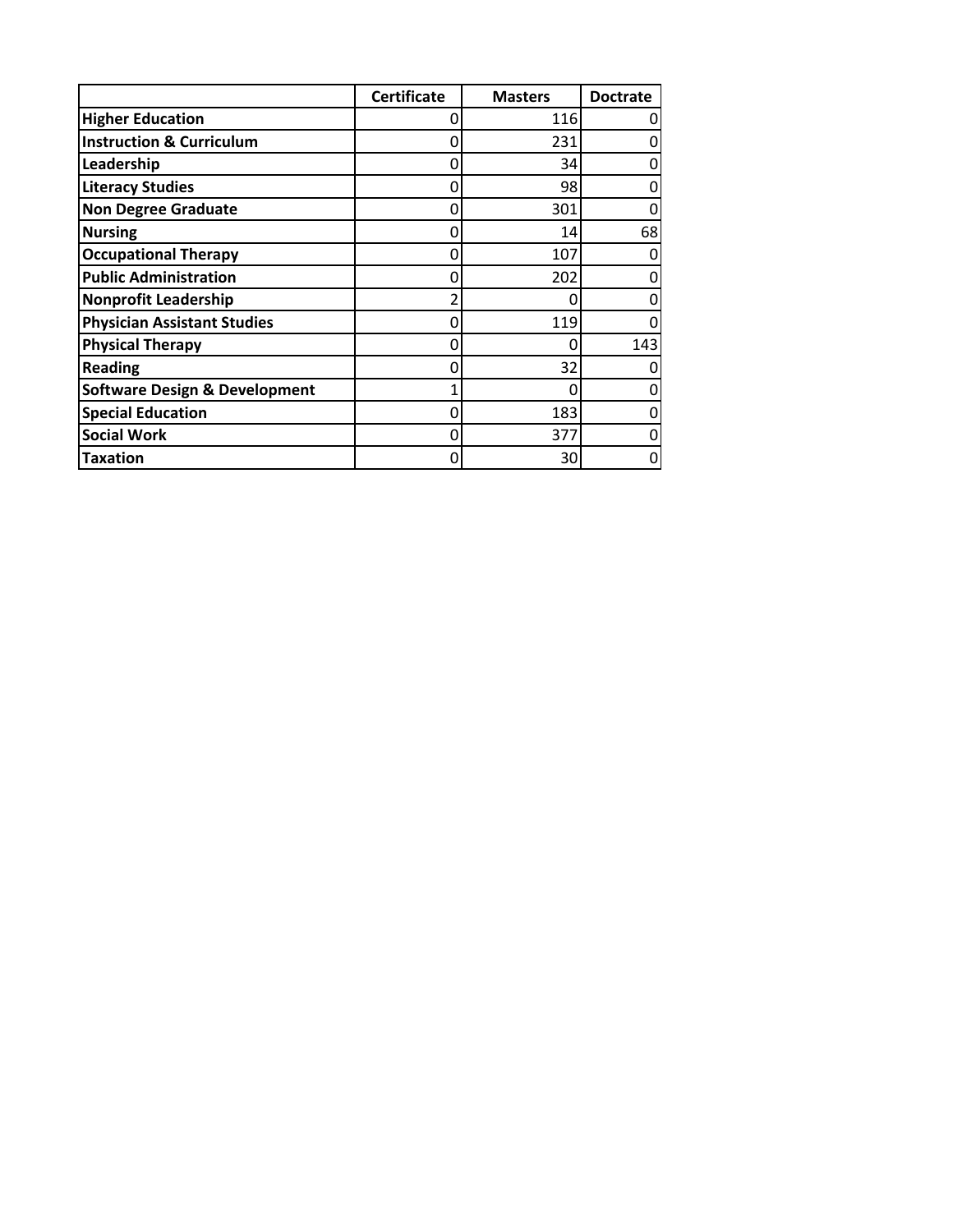| | Certificate | Masters | Doctrate |
|---|---|---|---|
| **Higher Education** | 0 | 116 | 0 |
| **Instruction & Curriculum** | 0 | 231 | 0 |
| **Leadership** | 0 | 34 | 0 |
| **Literacy Studies** | 0 | 98 | 0 |
| **Non Degree Graduate** | 0 | 301 | 0 |
| **Nursing** | 0 | 14 | 68 |
| **Occupational Therapy** | 0 | 107 | 0 |
| **Public Administration** | 0 | 202 | 0 |
| **Nonprofit Leadership** | 2 | 0 | 0 |
| **Physician Assistant Studies** | 0 | 119 | 0 |
| **Physical Therapy** | 0 | 0 | 143 |
| **Reading** | 0 | 32 | 0 |
| **Software Design & Development** | 1 | 0 | 0 |
| **Special Education** | 0 | 183 | 0 |
| **Social Work** | 0 | 377 | 0 |
| **Taxation** | 0 | 30 | 0 |